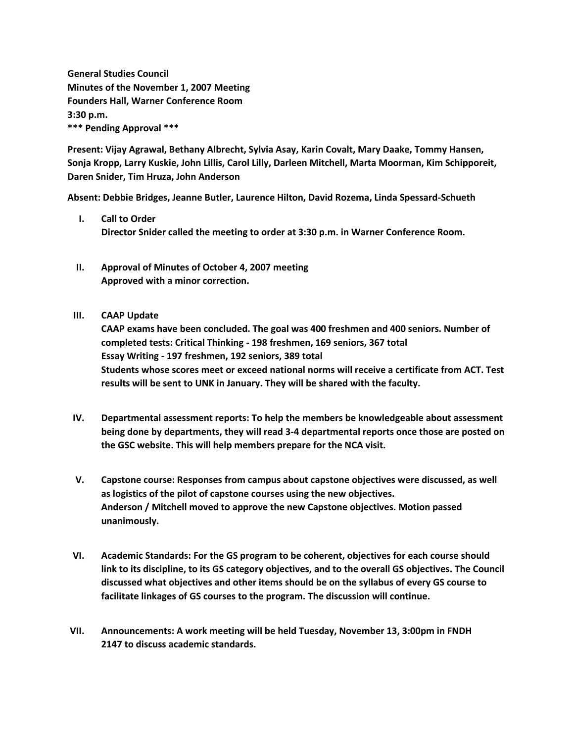**General Studies Council**
**Minutes of the November 1, 2007 Meeting**
**Founders Hall, Warner Conference Room**
**3:30 p.m.**
**\*\*\* Pending Approval \*\*\***

**Present: Vijay Agrawal, Bethany Albrecht, Sylvia Asay, Karin Covalt, Mary Daake, Tommy Hansen, Sonja Kropp, Larry Kuskie, John Lillis, Carol Lilly, Darleen Mitchell, Marta Moorman, Kim Schipporeit, Daren Snider, Tim Hruza, John Anderson**

**Absent: Debbie Bridges, Jeanne Butler, Laurence Hilton, David Rozema, Linda Spessard-Schueth**

I. **Call to Order**
   **Director Snider called the meeting to order at 3:30 p.m. in Warner Conference Room.**

II. **Approval of Minutes of October 4, 2007 meeting**
   **Approved with a minor correction.**

III. **CAAP Update**
   **CAAP exams have been concluded. The goal was 400 freshmen and 400 seniors. Number of completed tests: Critical Thinking - 198 freshmen, 169 seniors, 367 total**
   **Essay Writing - 197 freshmen, 192 seniors, 389 total**
   **Students whose scores meet or exceed national norms will receive a certificate from ACT. Test results will be sent to UNK in January. They will be shared with the faculty.**

IV. **Departmental assessment reports: To help the members be knowledgeable about assessment being done by departments, they will read 3-4 departmental reports once those are posted on the GSC website. This will help members prepare for the NCA visit.**

V. **Capstone course: Responses from campus about capstone objectives were discussed, as well as logistics of the pilot of capstone courses using the new objectives.**
   **Anderson / Mitchell moved to approve the new Capstone objectives. Motion passed unanimously.**

VI. **Academic Standards: For the GS program to be coherent, objectives for each course should link to its discipline, to its GS category objectives, and to the overall GS objectives. The Council discussed what objectives and other items should be on the syllabus of every GS course to facilitate linkages of GS courses to the program. The discussion will continue.**

VII. **Announcements: A work meeting will be held Tuesday, November 13, 3:00pm in FNDH 2147 to discuss academic standards.**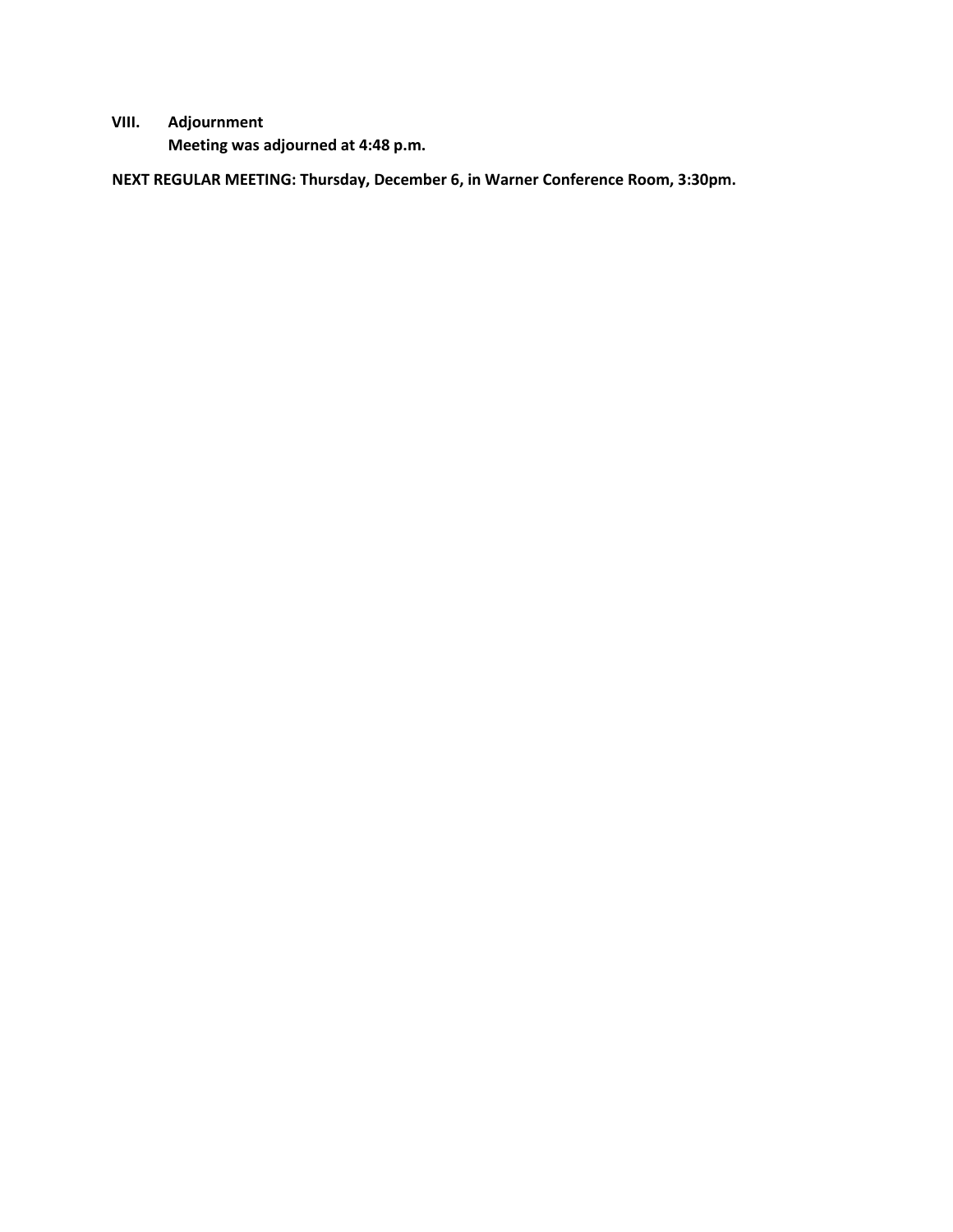**VIII. Adjournment**

**Meeting was adjourned at 4:48 p.m.**

**NEXT REGULAR MEETING: Thursday, December 6, in Warner Conference Room, 3:30pm.**